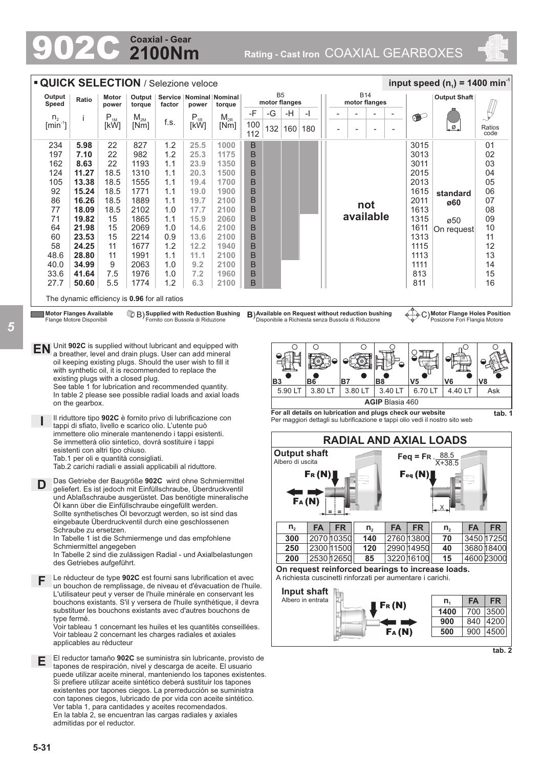# 902C Coaxial - Gear 2100Nm

Rating - Cast Iron COAXIAL GEARBOXES

## QUICK SELECTION / Selezione veloce

input speed ($n_1$) = 1400 min$^{-1}$

| Output Speed $n_2$ [min$^{-1}$] | Ratio i | Motor power $P_{1M}$ [kW] | Output torque $M_{2M}$ [Nm] | Service factor f.s. | Nominal power $P_{1R}$ [kW] | Nominal torque $M_{2R}$ [Nm] | B5 motor flanges -F 100 112 | -G 132 | -H 160 | -I 180 | B14 motor flanges | | Output Shaft | Ratios code |
|---|---|---|---|---|---|---|---|---|---|---|---|---|---|---|
| 234 | **5.98** | 22 | 827 | 1.2 | 25.5 | 1000 | B | | | | not available | 3015 | standard ø60 | 01 |
| 197 | **7.10** | 22 | 982 | 1.2 | 25.3 | 1175 | B | | | | | 3013 | | 02 |
| 162 | **8.63** | 22 | 1193 | 1.1 | 23.9 | 1350 | B | | | | | 3011 | | 03 |
| 124 | **11.27** | 18.5 | 1310 | 1.1 | 20.3 | 1500 | B | | | | | 2015 | | 04 |
| 105 | **13.38** | 18.5 | 1555 | 1.1 | 19.4 | 1700 | B | | | | | 2013 | | 05 |
| 92 | **15.24** | 18.5 | 1771 | 1.1 | 19.0 | 1900 | B | | | | | 1615 | | 06 |
| 86 | **16.26** | 18.5 | 1889 | 1.1 | 19.7 | 2100 | B | | | | | 2011 | | 07 |
| 77 | **18.09** | 18.5 | 2102 | 1.0 | 17.7 | 2100 | B | | | | | 1613 | | 08 |
| 71 | **19.82** | 15 | 1865 | 1.1 | 15.9 | 2060 | B | | | | | 1315 | ø50 On request | 09 |
| 64 | **21.98** | 15 | 2069 | 1.0 | 14.6 | 2100 | B | | | | | 1611 | | 10 |
| 60 | **23.53** | 15 | 2214 | 0.9 | 13.6 | 2100 | B | | | | | 1313 | | 11 |
| 58 | **24.25** | 11 | 1677 | 1.2 | 12.2 | 1940 | B | | | | | 1115 | | 12 |
| 48.6 | **28.80** | 11 | 1991 | 1.1 | 11.1 | 2100 | B | | | | | 1113 | | 13 |
| 40.0 | **34.99** | 9 | 2063 | 1.0 | 9.2 | 2100 | B | | | | | 1111 | | 14 |
| 33.6 | **41.64** | 7.5 | 1976 | 1.0 | 7.2 | 1960 | B | | | | | 813 | | 15 |
| 27.7 | **50.60** | 5.5 | 1774 | 1.2 | 6.3 | 2100 | B | | | | | 811 | | 16 |

The dynamic efficiency is **0.96** for all ratios

**Motor Flanges Available** / Flange Motore Disponibili — B) **Supplied with Reduction Bushing** / Fornito con Bussola di Riduzione — B) **Available on Request without reduction bushing** / Disponibile a Richiesta senza Bussola di Riduzione — C) **Motor Flange Holes Position** / Posizione Fori Flangia Motore

**EN** Unit **902C** is supplied without lubricant and equipped with a breather, level and drain plugs. User can add mineral oil keeping existing plugs. Should the user wish to fill it with synthetic oil, it is recommended to replace the existing plugs with a closed plug.
See table 1 for lubrication and recommended quantity.
In table 2 please see possible radial loads and axial loads on the gearbox.

**I** Il riduttore tipo **902C** è fornito privo di lubrificazione con tappi di sfiato, livello e scarico olio. L'utente può immettere olio minerale mantenendo i tappi esistenti. Se immetterà olio sintetico, dovrà sostituire i tappi esistenti con altri tipo chiuso.
Tab.1 per oli e quantità consigliati.
Tab.2 carichi radiali e assiali applicabili al riduttore.

**D** Das Getriebe der Baugröße **902C** wird ohne Schmiermittel geliefert. Es ist jedoch mit Einfüllschraube, Überdruckventil und Ablaßschraube ausgerüstet. Das benötigte mineralische Öl kann über die Einfüllschraube eingefüllt werden. Sollte synthetisches Öl bevorzugt werden, so ist sind das eingebaute Überdruckventil durch eine geschlossenen Schraube zu ersetzen.
In Tabelle 1 ist die Schmiermenge und das empfohlene Schmiermittel angegeben
In Tabelle 2 sind die zulässigen Radial - und Axialbelastungen des Getriebes aufgeführt.

**F** Le réducteur de type **902C** est fourni sans lubrification et avec un bouchon de remplissage, de niveau et d'évacuation de l'huile. L'utilisateur peut y verser de l'huile minérale en conservant les bouchons existants. S'il y versera de l'huile synthétique, il devra substituer les bouchons existants avec d'autres bouchons de type fermé.
Voir tableau 1 concernant les huiles et les quantités conseillées.
Voir tableau 2 concernant les charges radiales et axiales applicables au réducteur

**E** El reductor tamaño **902C** se suministra sin lubricante, provisto de tapones de respiración, nivel y descarga de aceite. El usuario puede utilizar aceite mineral, manteniendo los tapones existentes. Si prefiere utilizar aceite sintético deberá sustituir los tapones existentes por tapones ciegos. La prerreducción se suministra con tapones ciegos, lubricado de por vida con aceite sintético.
Ver tabla 1, para cantidades y aceites recomendados.
En la tabla 2, se encuentran las cargas radiales y axiales admitidas por el reductor.

| B3 | B6 | B7 | B8 | V5 | V6 | V8 |
|---|---|---|---|---|---|---|
| 5.90 LT | 3.80 LT | 3.80 LT | 3.40 LT | 6.70 LT | 4.40 LT | Ask |
| AGIP Blasia 460 | | | | | | |

**For all details on lubrication and plugs check our website**
Per maggiori dettagli su lubrificazione e tappi olio vedi il nostro sito web

**tab. 1**

## RADIAL AND AXIAL LOADS

**Output shaft**
Albero di uscita

$$F_{eq} = F_R \cdot \frac{88.5}{X+38.5}$$

| $n_2$ | FA | FR | $n_2$ | FA | FR | $n_2$ | FA | FR |
|---|---|---|---|---|---|---|---|---|
| **300** | 2070 | 10350 | **140** | 2760 | 13800 | **70** | 3450 | 17250 |
| **250** | 2300 | 11500 | **120** | 2990 | 14950 | **40** | 3680 | 18400 |
| **200** | 2530 | 12650 | **85** | 3220 | 16100 | **15** | 4600 | 23000 |

**On request reinforced bearings to increase loads.**
A richiesta cuscinetti rinforzati per aumentare i carichi.

**Input shaft**
Albero in entrata

| $n_1$ | FA | FR |
|---|---|---|
| **1400** | 700 | 3500 |
| **900** | 840 | 4200 |
| **500** | 900 | 4500 |

**tab. 2**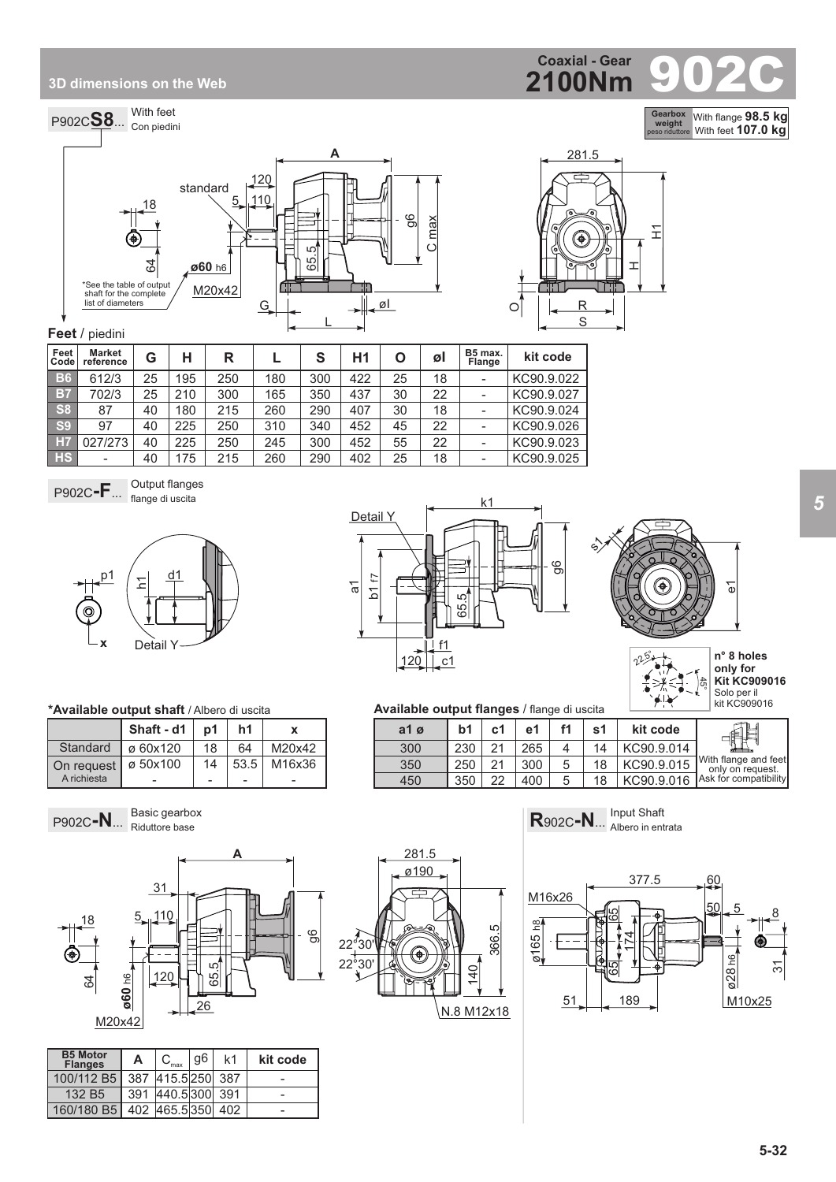# Coaxial - Gear 2100Nm 902C

3D dimensions on the Web

Gearbox weight / peso riduttore: With flange **98.5 kg** — With feet **107.0 kg**

## P902C**S8**... With feet / Con piedini

standard
120
110
5
18
64
ø60 h6
M20x42
*See the table of output shaft for the complete list of diameters
A
g6
C max
65.5
G
L
øl
281.5
H1
H
O
R
S

**Feet** / piedini

| Feet Code | Market reference | G | H | R | L | S | H1 | O | øl | B5 max. Flange | kit code |
|---|---|---|---|---|---|---|---|---|---|---|---|
| B6 | 612/3 | 25 | 195 | 250 | 180 | 300 | 422 | 25 | 18 | - | KC90.9.022 |
| B7 | 702/3 | 25 | 210 | 300 | 165 | 350 | 437 | 30 | 22 | - | KC90.9.027 |
| S8 | 87 | 40 | 180 | 215 | 260 | 290 | 407 | 30 | 18 | - | KC90.9.024 |
| S9 | 97 | 40 | 225 | 250 | 310 | 340 | 452 | 45 | 22 | - | KC90.9.026 |
| H7 | 027/273 | 40 | 225 | 250 | 245 | 300 | 452 | 55 | 22 | - | KC90.9.023 |
| HS | - | 40 | 175 | 215 | 260 | 290 | 402 | 25 | 18 | - | KC90.9.025 |

## P902C**-F**... Output flanges / flange di uscita

p1
h1
d1
x
Detail Y
k1
a1
b1 f7
g6
65.5
f1
120
c1
s1
e1
22.5°
45°

n° 8 holes only for Kit KC909016
Solo per il kit KC909016

**\*Available output shaft** / Albero di uscita

| | Shaft - d1 | p1 | h1 | x |
|---|---|---|---|---|
| Standard | ø 60x120 | 18 | 64 | M20x42 |
| On request | ø 50x100 | 14 | 53.5 | M16x36 |
| A richiesta | - | - | - | - |

**Available output flanges** / flange di uscita

| a1 ø | b1 | c1 | e1 | f1 | s1 | kit code | |
|---|---|---|---|---|---|---|---|
| 300 | 230 | 21 | 265 | 4 | 14 | KC90.9.014 | With flange and feet only on request. Ask for compatibility |
| 350 | 250 | 21 | 300 | 5 | 18 | KC90.9.015 | |
| 450 | 350 | 22 | 400 | 5 | 18 | KC90.9.016 | |

## P902C**-N**... Basic gearbox / Riduttore base

A
31
5
110
18
64
ø60 h6
M20x42
120
65.5
26
g6
281.5
ø190
22°30'
22°30'
366.5
140
N.8 M12x18

| B5 Motor Flanges | A | $C_{max}$ | g6 | k1 | kit code |
|---|---|---|---|---|---|
| 100/112 B5 | 387 | 415.5 | 250 | 387 | - |
| 132 B5 | 391 | 440.5 | 300 | 391 | - |
| 160/180 B5 | 402 | 465.5 | 350 | 402 | - |

## **R**902C**-N**... Input Shaft / Albero in entrata

377.5
60
50
5
8
M16x26
65
174
65
ø165 h8
ø28 h6
31
51
189
M10x25